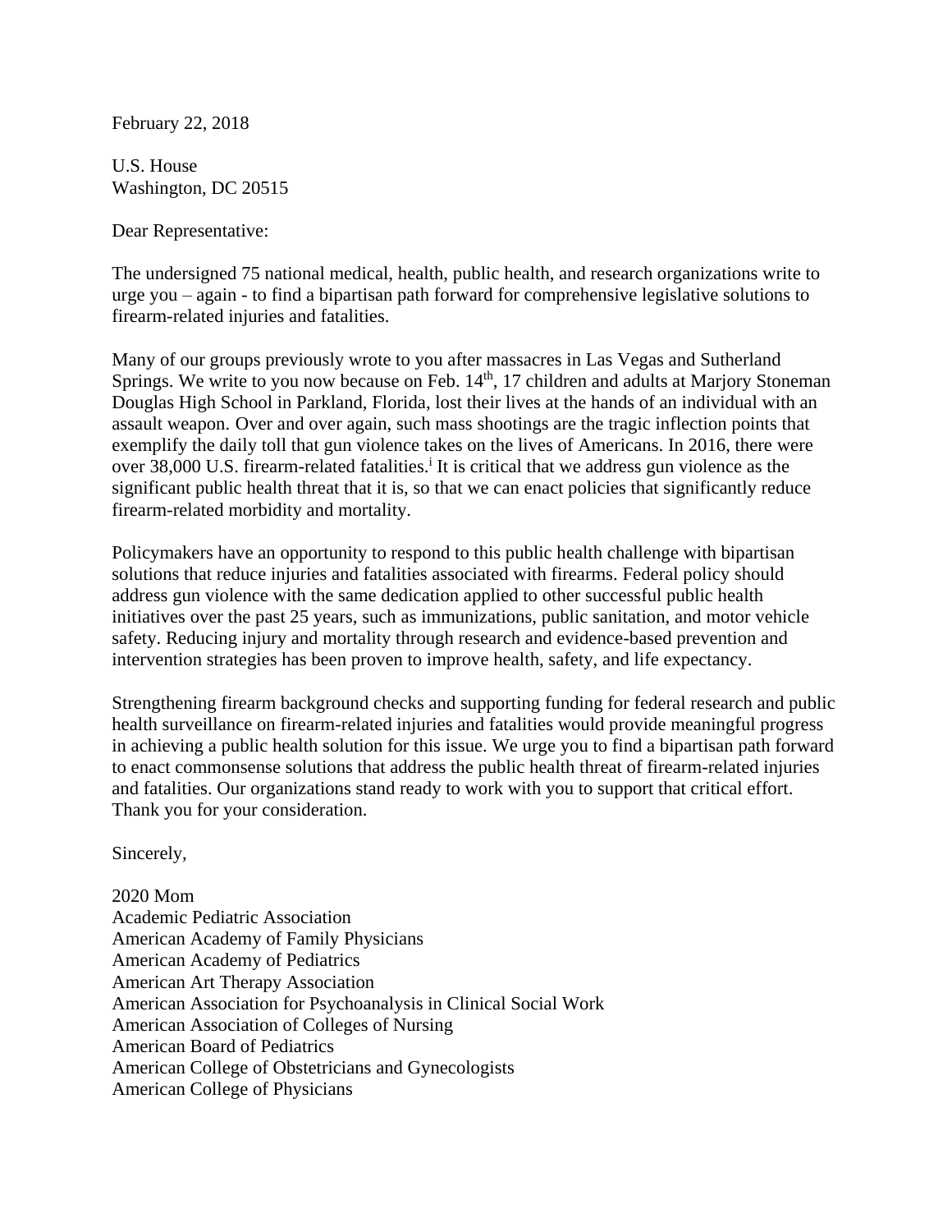February 22, 2018

U.S. House
Washington, DC 20515

Dear Representative:

The undersigned 75 national medical, health, public health, and research organizations write to urge you – again - to find a bipartisan path forward for comprehensive legislative solutions to firearm-related injuries and fatalities.

Many of our groups previously wrote to you after massacres in Las Vegas and Sutherland Springs. We write to you now because on Feb. 14th, 17 children and adults at Marjory Stoneman Douglas High School in Parkland, Florida, lost their lives at the hands of an individual with an assault weapon. Over and over again, such mass shootings are the tragic inflection points that exemplify the daily toll that gun violence takes on the lives of Americans. In 2016, there were over 38,000 U.S. firearm-related fatalities.[i] It is critical that we address gun violence as the significant public health threat that it is, so that we can enact policies that significantly reduce firearm-related morbidity and mortality.

Policymakers have an opportunity to respond to this public health challenge with bipartisan solutions that reduce injuries and fatalities associated with firearms. Federal policy should address gun violence with the same dedication applied to other successful public health initiatives over the past 25 years, such as immunizations, public sanitation, and motor vehicle safety. Reducing injury and mortality through research and evidence-based prevention and intervention strategies has been proven to improve health, safety, and life expectancy.

Strengthening firearm background checks and supporting funding for federal research and public health surveillance on firearm-related injuries and fatalities would provide meaningful progress in achieving a public health solution for this issue. We urge you to find a bipartisan path forward to enact commonsense solutions that address the public health threat of firearm-related injuries and fatalities. Our organizations stand ready to work with you to support that critical effort. Thank you for your consideration.

Sincerely,

2020 Mom
Academic Pediatric Association
American Academy of Family Physicians
American Academy of Pediatrics
American Art Therapy Association
American Association for Psychoanalysis in Clinical Social Work
American Association of Colleges of Nursing
American Board of Pediatrics
American College of Obstetricians and Gynecologists
American College of Physicians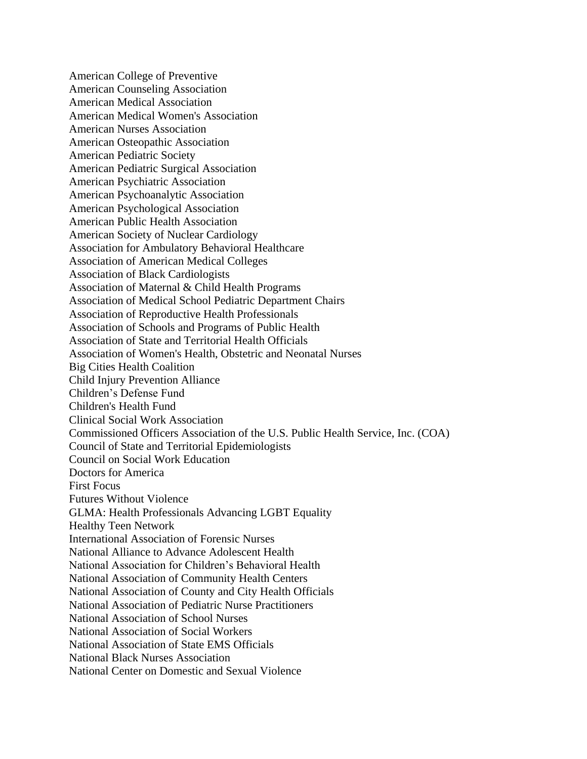American College of Preventive
American Counseling Association
American Medical Association
American Medical Women's Association
American Nurses Association
American Osteopathic Association
American Pediatric Society
American Pediatric Surgical Association
American Psychiatric Association
American Psychoanalytic Association
American Psychological Association
American Public Health Association
American Society of Nuclear Cardiology
Association for Ambulatory Behavioral Healthcare
Association of American Medical Colleges
Association of Black Cardiologists
Association of Maternal & Child Health Programs
Association of Medical School Pediatric Department Chairs
Association of Reproductive Health Professionals
Association of Schools and Programs of Public Health
Association of State and Territorial Health Officials
Association of Women's Health, Obstetric and Neonatal Nurses
Big Cities Health Coalition
Child Injury Prevention Alliance
Children's Defense Fund
Children's Health Fund
Clinical Social Work Association
Commissioned Officers Association of the U.S. Public Health Service, Inc. (COA)
Council of State and Territorial Epidemiologists
Council on Social Work Education
Doctors for America
First Focus
Futures Without Violence
GLMA: Health Professionals Advancing LGBT Equality
Healthy Teen Network
International Association of Forensic Nurses
National Alliance to Advance Adolescent Health
National Association for Children's Behavioral Health
National Association of Community Health Centers
National Association of County and City Health Officials
National Association of Pediatric Nurse Practitioners
National Association of School Nurses
National Association of Social Workers
National Association of State EMS Officials
National Black Nurses Association
National Center on Domestic and Sexual Violence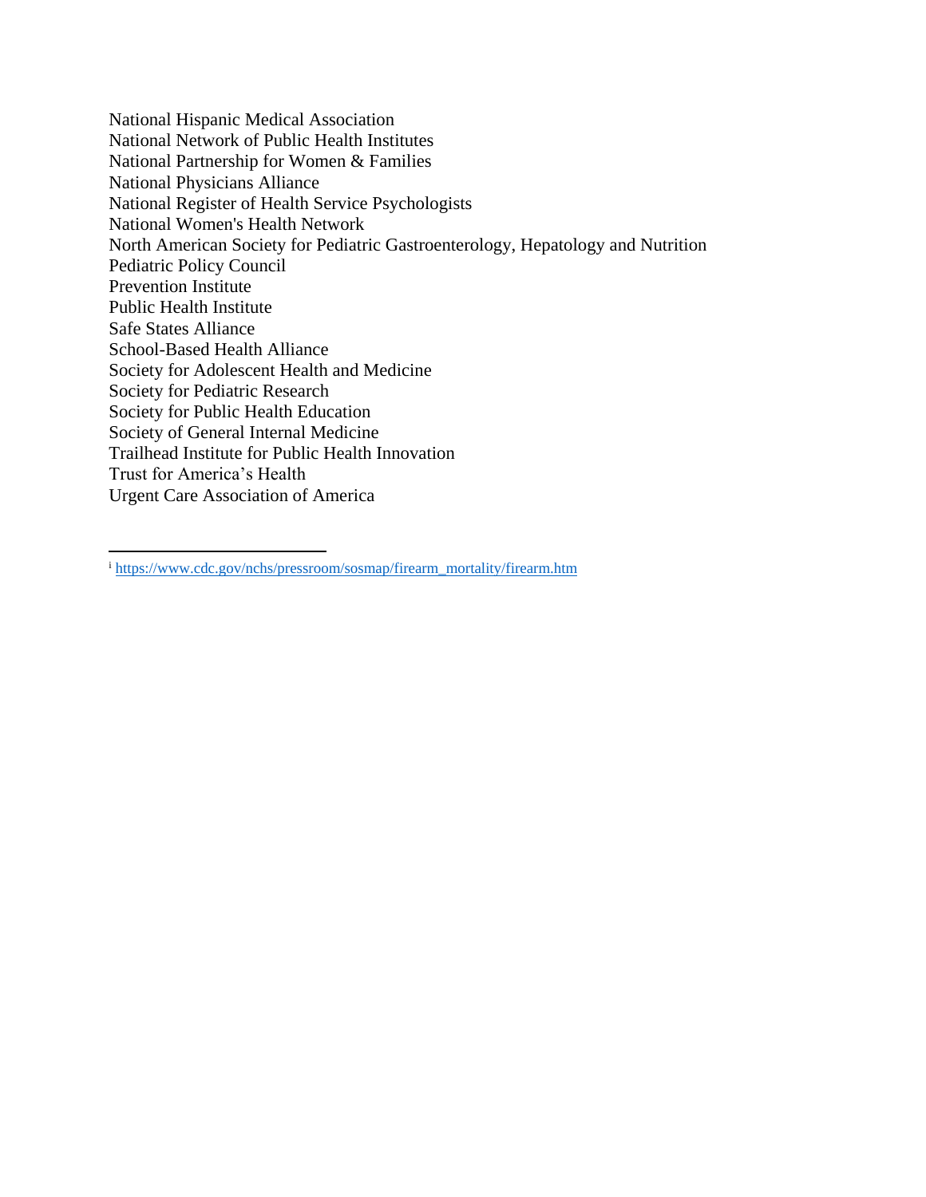National Hispanic Medical Association
National Network of Public Health Institutes
National Partnership for Women & Families
National Physicians Alliance
National Register of Health Service Psychologists
National Women's Health Network
North American Society for Pediatric Gastroenterology, Hepatology and Nutrition
Pediatric Policy Council
Prevention Institute
Public Health Institute
Safe States Alliance
School-Based Health Alliance
Society for Adolescent Health and Medicine
Society for Pediatric Research
Society for Public Health Education
Society of General Internal Medicine
Trailhead Institute for Public Health Innovation
Trust for America's Health
Urgent Care Association of America

---

[i] https://www.cdc.gov/nchs/pressroom/sosmap/firearm_mortality/firearm.htm